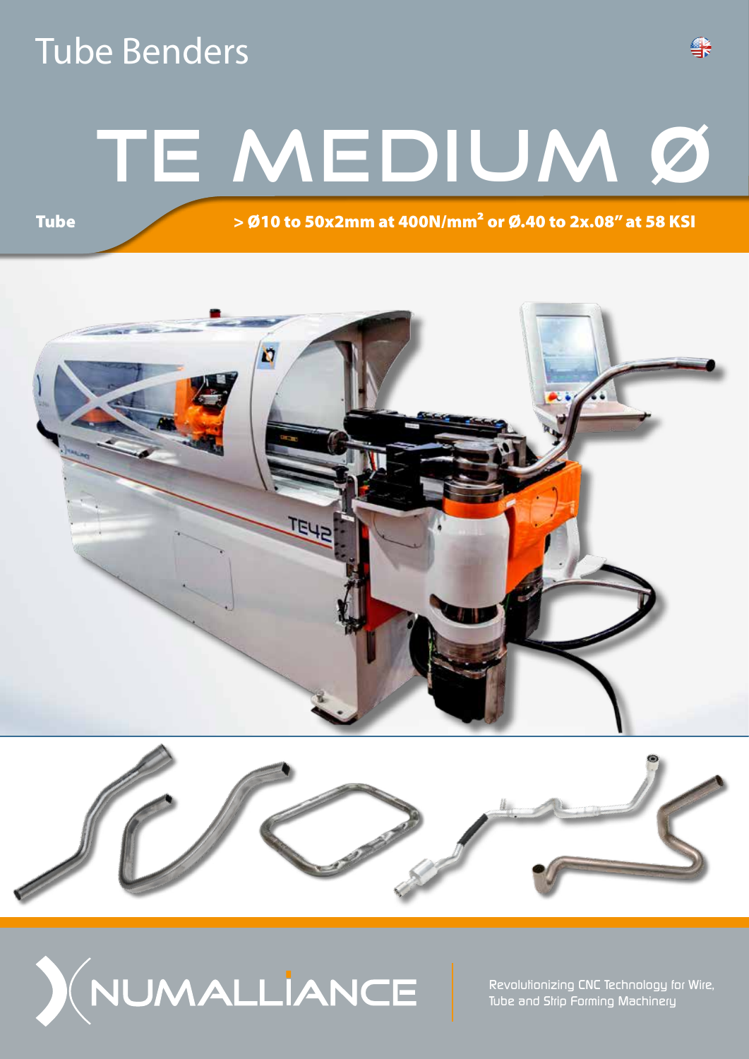# Tube Benders

# TE MEDIUM Ø

**Tube** **> Ø10 to 50x2mm at 400N/mm² or Ø.40 to 2x.08" at 58 KSI**

NUMALLIANCE

Revolutionizing CNC Technology for Wire, Tube and Strip Forming Machinery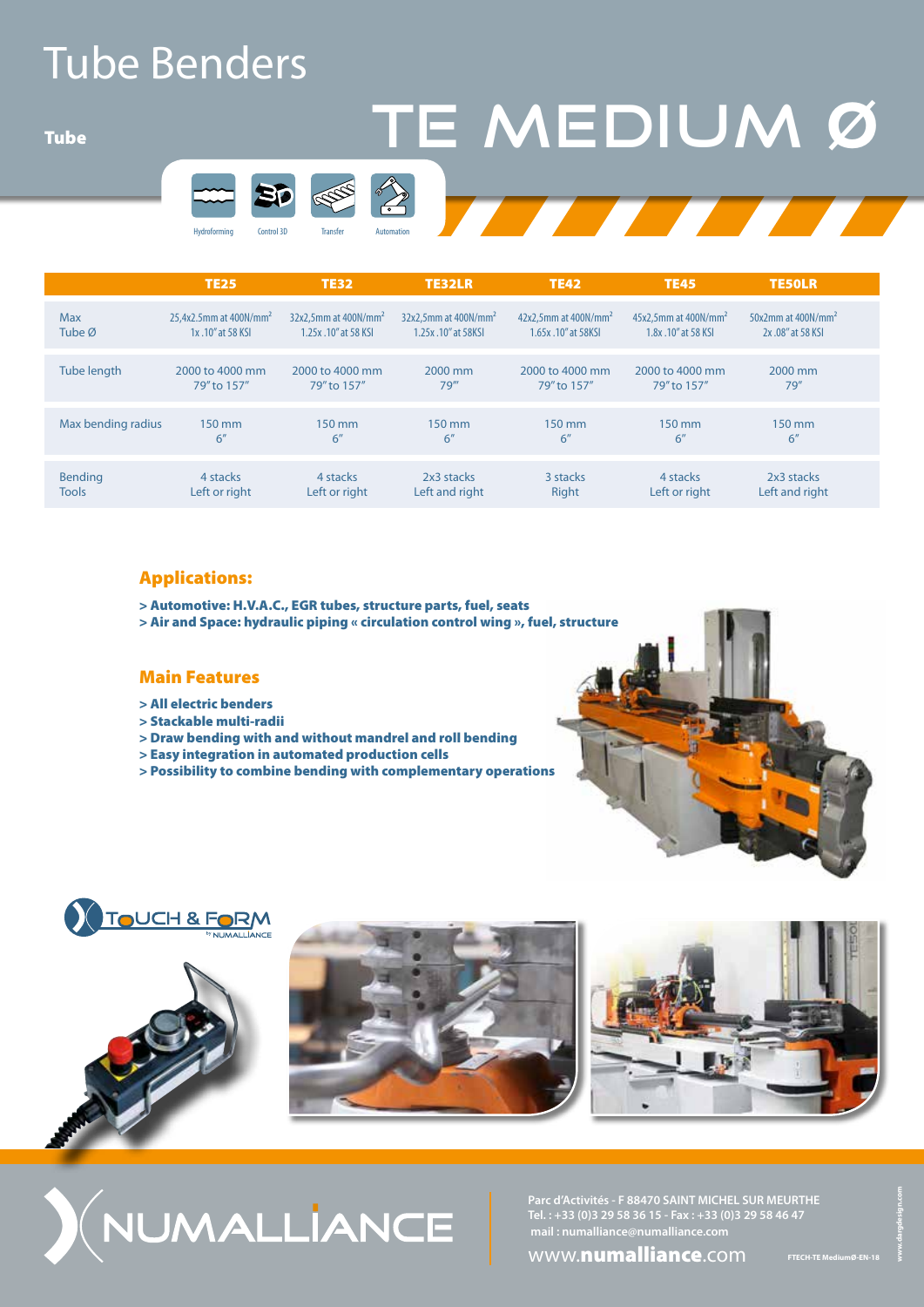# Tube Benders

**Tube**

# TE MEDIUM Ø

Hydroforming · Control 3D · Transfer · Automation

| | TE25 | TE32 | TE32LR | TE42 | TE45 | TE50LR |
|---|---|---|---|---|---|---|
| Max Tube Ø | 25,4x2.5mm at 400N/mm² 1x .10" at 58 KSI | 32x2,5mm at 400N/mm² 1.25x .10" at 58 KSI | 32x2,5mm at 400N/mm² 1.25x .10" at 58KSI | 42x2,5mm at 400N/mm² 1.65x .10" at 58KSI | 45x2,5mm at 400N/mm² 1.8x .10" at 58 KSI | 50x2mm at 400N/mm² 2x .08" at 58 KSI |
| Tube length | 2000 to 4000 mm 79" to 157" | 2000 to 4000 mm 79" to 157" | 2000 mm 79'" | 2000 to 4000 mm 79" to 157" | 2000 to 4000 mm 79" to 157" | 2000 mm 79" |
| Max bending radius | 150 mm 6" | 150 mm 6" | 150 mm 6" | 150 mm 6" | 150 mm 6" | 150 mm 6" |
| Bending Tools | 4 stacks Left or right | 4 stacks Left or right | 2x3 stacks Left and right | 3 stacks Right | 4 stacks Left or right | 2x3 stacks Left and right |

## Applications:

**> Automotive: H.V.A.C., EGR tubes, structure parts, fuel, seats**
**> Air and Space: hydraulic piping « circulation control wing », fuel, structure**

## Main Features

**> All electric benders**
**> Stackable multi-radii**
**> Draw bending with and without mandrel and roll bending**
**> Easy integration in automated production cells**
**> Possibility to combine bending with complementary operations**

TOUCH & FORM by NUMALLIANCE

NUMALLIANCE

Parc d'Activités - F 88470 SAINT MICHEL SUR MEURTHE
Tel. : +33 (0)3 29 58 36 15 - Fax : +33 (0)3 29 58 46 47
mail : numalliance@numalliance.com

www.**numalliance**.com

FTECH-TE MediumØ-EN-18